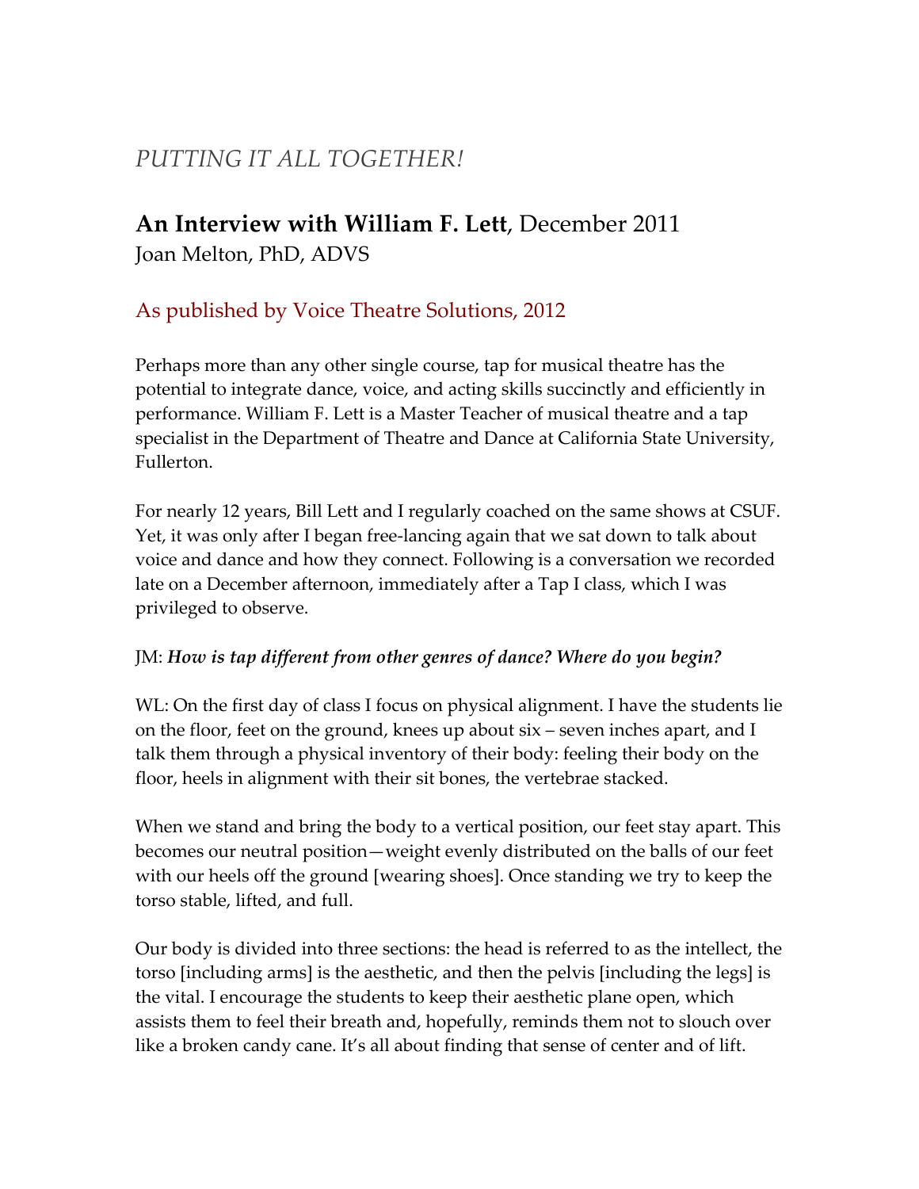*PUTTING IT ALL TOGETHER!*

# **An Interview with William F. Lett**, December 2011

Joan Melton, PhD, ADVS

As published by Voice Theatre Solutions, 2012

Perhaps more than any other single course, tap for musical theatre has the potential to integrate dance, voice, and acting skills succinctly and efficiently in performance. William F. Lett is a Master Teacher of musical theatre and a tap specialist in the Department of Theatre and Dance at California State University, Fullerton.

For nearly 12 years, Bill Lett and I regularly coached on the same shows at CSUF. Yet, it was only after I began free-lancing again that we sat down to talk about voice and dance and how they connect. Following is a conversation we recorded late on a December afternoon, immediately after a Tap I class, which I was privileged to observe.

JM: ***How is tap different from other genres of dance? Where do you begin?***

WL: On the first day of class I focus on physical alignment. I have the students lie on the floor, feet on the ground, knees up about six – seven inches apart, and I talk them through a physical inventory of their body: feeling their body on the floor, heels in alignment with their sit bones, the vertebrae stacked.

When we stand and bring the body to a vertical position, our feet stay apart. This becomes our neutral position—weight evenly distributed on the balls of our feet with our heels off the ground [wearing shoes]. Once standing we try to keep the torso stable, lifted, and full.

Our body is divided into three sections: the head is referred to as the intellect, the torso [including arms] is the aesthetic, and then the pelvis [including the legs] is the vital. I encourage the students to keep their aesthetic plane open, which assists them to feel their breath and, hopefully, reminds them not to slouch over like a broken candy cane. It's all about finding that sense of center and of lift.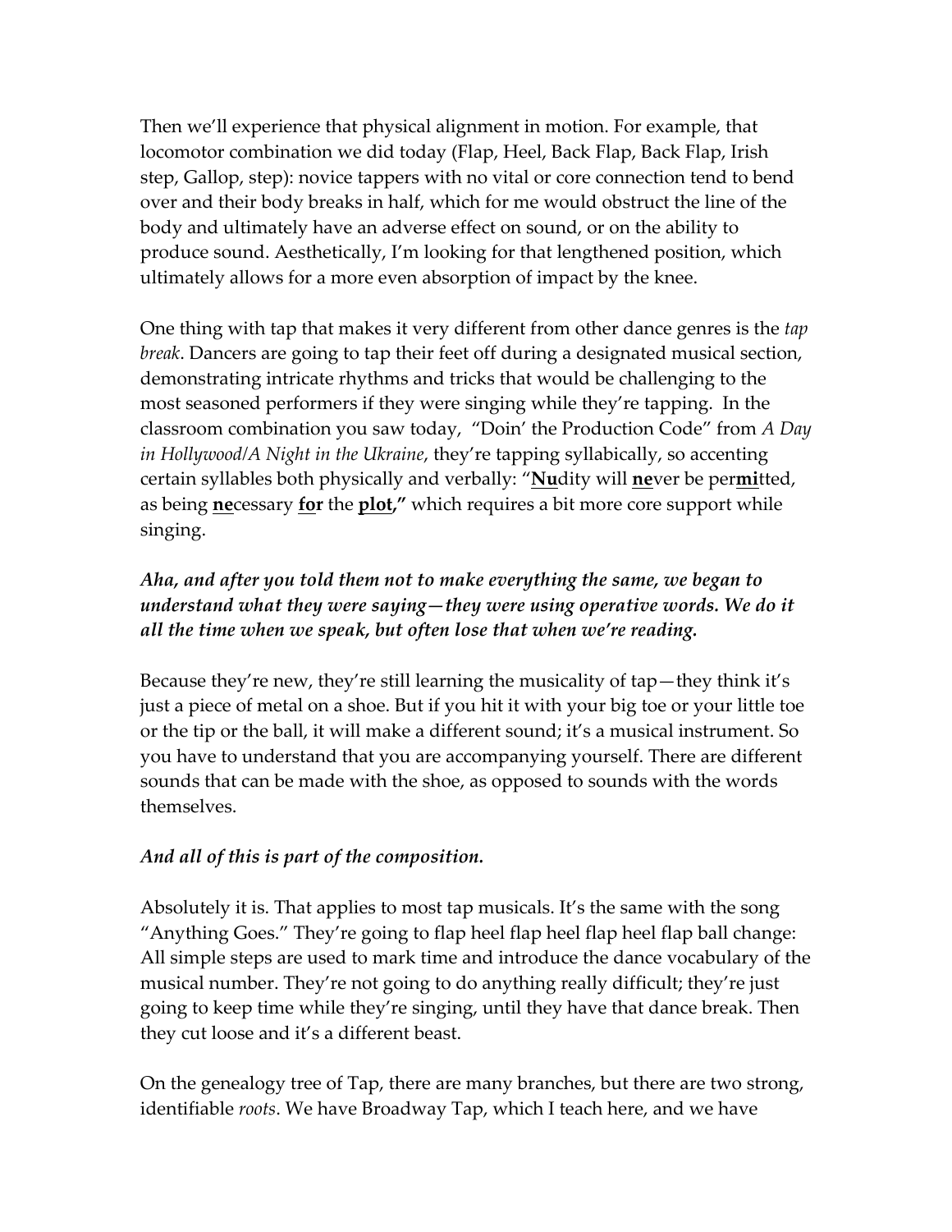Then we'll experience that physical alignment in motion. For example, that locomotor combination we did today (Flap, Heel, Back Flap, Back Flap, Irish step, Gallop, step): novice tappers with no vital or core connection tend to bend over and their body breaks in half, which for me would obstruct the line of the body and ultimately have an adverse effect on sound, or on the ability to produce sound. Aesthetically, I'm looking for that lengthened position, which ultimately allows for a more even absorption of impact by the knee.

One thing with tap that makes it very different from other dance genres is the *tap break*. Dancers are going to tap their feet off during a designated musical section, demonstrating intricate rhythms and tricks that would be challenging to the most seasoned performers if they were singing while they're tapping. In the classroom combination you saw today, "Doin' the Production Code" from *A Day in Hollywood/A Night in the Ukraine*, they're tapping syllabically, so accenting certain syllables both physically and verbally: "**<u>Nu</u>**dity will **<u>ne</u>**ver be per**<u>mi</u>**tted, as being **<u>ne</u>**cessary **<u>for</u>** the **<u>plot</u>,"** which requires a bit more core support while singing.

***Aha, and after you told them not to make everything the same, we began to understand what they were saying—they were using operative words. We do it all the time when we speak, but often lose that when we're reading.***

Because they're new, they're still learning the musicality of tap—they think it's just a piece of metal on a shoe. But if you hit it with your big toe or your little toe or the tip or the ball, it will make a different sound; it's a musical instrument. So you have to understand that you are accompanying yourself. There are different sounds that can be made with the shoe, as opposed to sounds with the words themselves.

***And all of this is part of the composition.***

Absolutely it is. That applies to most tap musicals. It's the same with the song "Anything Goes." They're going to flap heel flap heel flap heel flap ball change: All simple steps are used to mark time and introduce the dance vocabulary of the musical number. They're not going to do anything really difficult; they're just going to keep time while they're singing, until they have that dance break. Then they cut loose and it's a different beast.

On the genealogy tree of Tap, there are many branches, but there are two strong, identifiable *roots*. We have Broadway Tap, which I teach here, and we have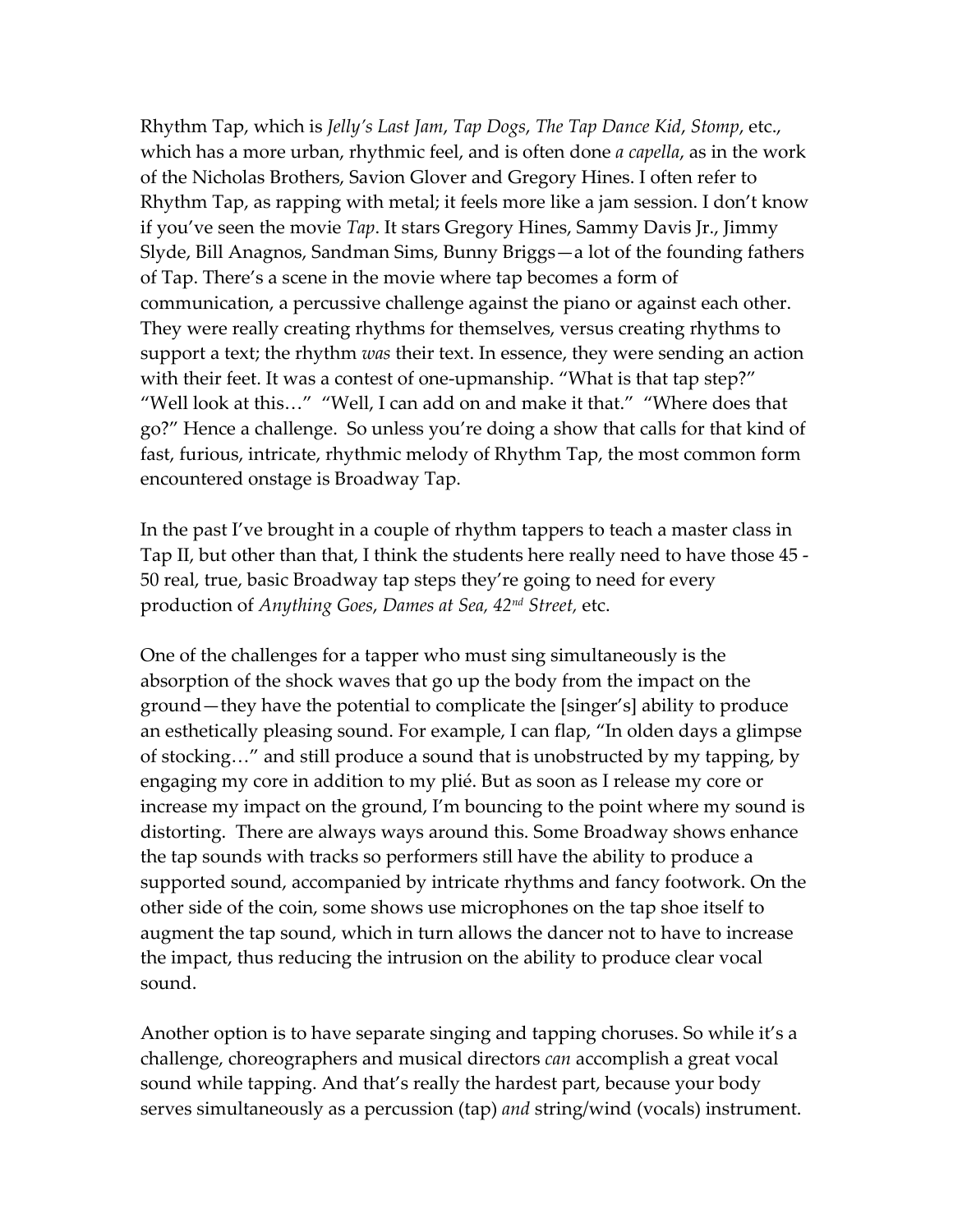Rhythm Tap, which is *Jelly's Last Jam*, *Tap Dogs*, *The Tap Dance Kid*, *Stomp*, etc., which has a more urban, rhythmic feel, and is often done *a capella*, as in the work of the Nicholas Brothers, Savion Glover and Gregory Hines. I often refer to Rhythm Tap, as rapping with metal; it feels more like a jam session. I don't know if you've seen the movie *Tap*. It stars Gregory Hines, Sammy Davis Jr., Jimmy Slyde, Bill Anagnos, Sandman Sims, Bunny Briggs—a lot of the founding fathers of Tap. There's a scene in the movie where tap becomes a form of communication, a percussive challenge against the piano or against each other. They were really creating rhythms for themselves, versus creating rhythms to support a text; the rhythm *was* their text. In essence, they were sending an action with their feet. It was a contest of one-upmanship. "What is that tap step?" "Well look at this…" "Well, I can add on and make it that." "Where does that go?" Hence a challenge. So unless you're doing a show that calls for that kind of fast, furious, intricate, rhythmic melody of Rhythm Tap, the most common form encountered onstage is Broadway Tap.

In the past I've brought in a couple of rhythm tappers to teach a master class in Tap II, but other than that, I think the students here really need to have those 45 - 50 real, true, basic Broadway tap steps they're going to need for every production of *Anything Goes*, *Dames at Sea*, *42nd Street*, etc.

One of the challenges for a tapper who must sing simultaneously is the absorption of the shock waves that go up the body from the impact on the ground—they have the potential to complicate the [singer's] ability to produce an esthetically pleasing sound. For example, I can flap, "In olden days a glimpse of stocking…" and still produce a sound that is unobstructed by my tapping, by engaging my core in addition to my plié. But as soon as I release my core or increase my impact on the ground, I'm bouncing to the point where my sound is distorting. There are always ways around this. Some Broadway shows enhance the tap sounds with tracks so performers still have the ability to produce a supported sound, accompanied by intricate rhythms and fancy footwork. On the other side of the coin, some shows use microphones on the tap shoe itself to augment the tap sound, which in turn allows the dancer not to have to increase the impact, thus reducing the intrusion on the ability to produce clear vocal sound.

Another option is to have separate singing and tapping choruses. So while it's a challenge, choreographers and musical directors *can* accomplish a great vocal sound while tapping. And that's really the hardest part, because your body serves simultaneously as a percussion (tap) *and* string/wind (vocals) instrument.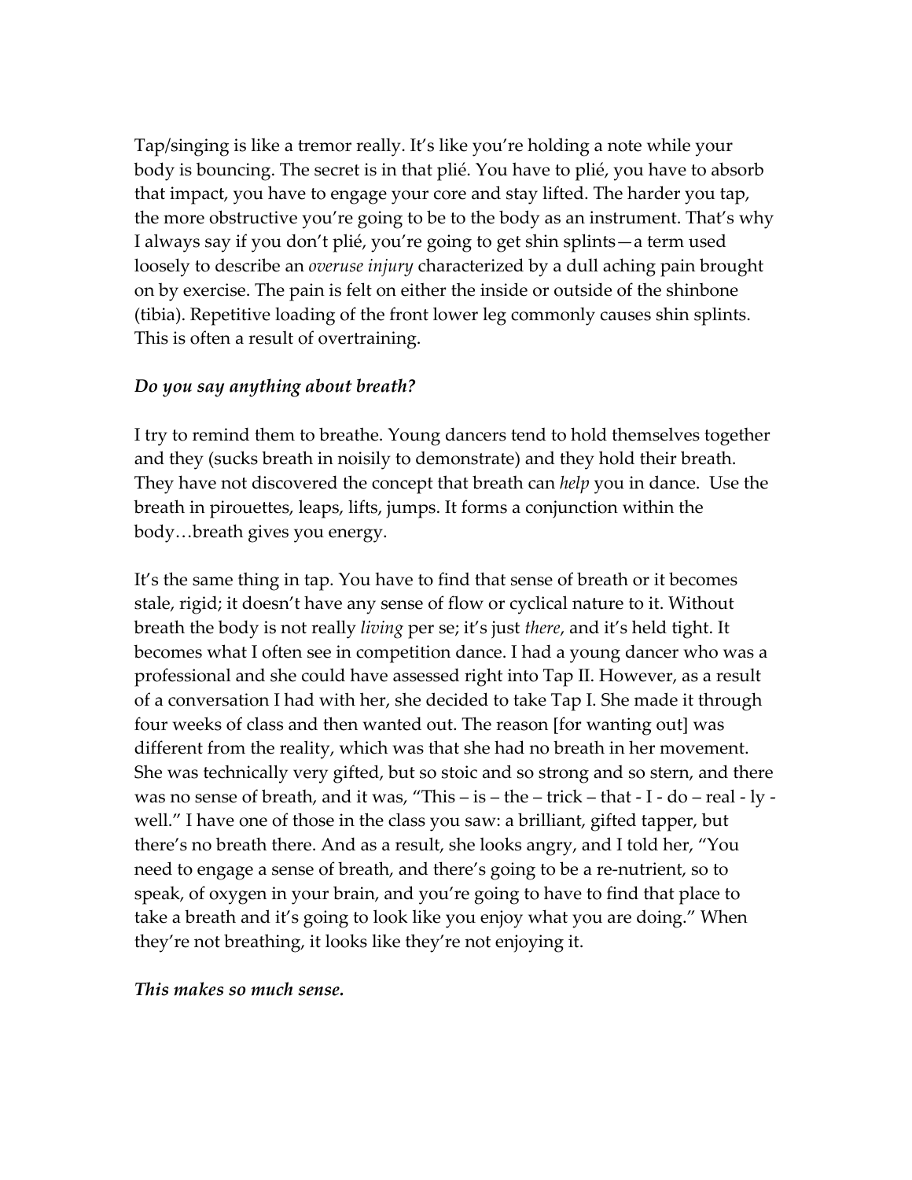Tap/singing is like a tremor really. It's like you're holding a note while your body is bouncing. The secret is in that plié. You have to plié, you have to absorb that impact, you have to engage your core and stay lifted. The harder you tap, the more obstructive you're going to be to the body as an instrument. That's why I always say if you don't plié, you're going to get shin splints—a term used loosely to describe an *overuse injury* characterized by a dull aching pain brought on by exercise. The pain is felt on either the inside or outside of the shinbone (tibia). Repetitive loading of the front lower leg commonly causes shin splints. This is often a result of overtraining.

***Do you say anything about breath?***

I try to remind them to breathe. Young dancers tend to hold themselves together and they (sucks breath in noisily to demonstrate) and they hold their breath. They have not discovered the concept that breath can *help* you in dance. Use the breath in pirouettes, leaps, lifts, jumps. It forms a conjunction within the body…breath gives you energy.

It's the same thing in tap. You have to find that sense of breath or it becomes stale, rigid; it doesn't have any sense of flow or cyclical nature to it. Without breath the body is not really *living* per se; it's just *there*, and it's held tight. It becomes what I often see in competition dance. I had a young dancer who was a professional and she could have assessed right into Tap II. However, as a result of a conversation I had with her, she decided to take Tap I. She made it through four weeks of class and then wanted out. The reason [for wanting out] was different from the reality, which was that she had no breath in her movement. She was technically very gifted, but so stoic and so strong and so stern, and there was no sense of breath, and it was, "This – is – the – trick – that - I - do – real - ly - well." I have one of those in the class you saw: a brilliant, gifted tapper, but there's no breath there. And as a result, she looks angry, and I told her, "You need to engage a sense of breath, and there's going to be a re-nutrient, so to speak, of oxygen in your brain, and you're going to have to find that place to take a breath and it's going to look like you enjoy what you are doing." When they're not breathing, it looks like they're not enjoying it.

***This makes so much sense.***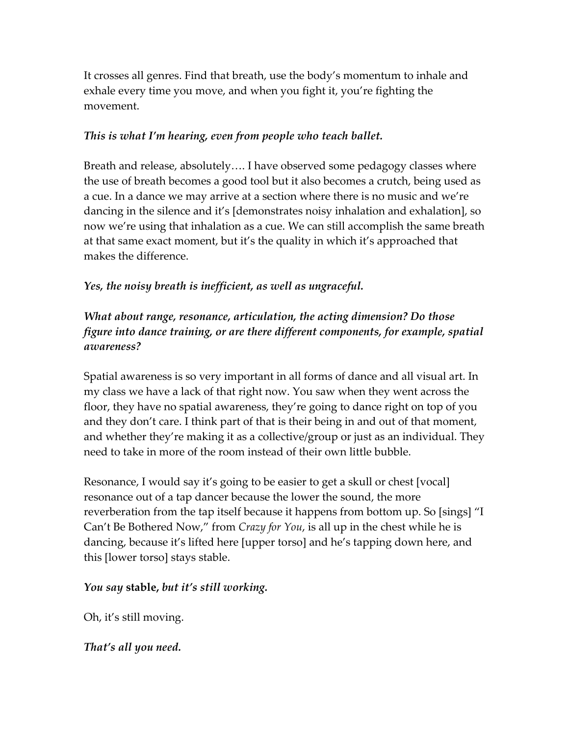It crosses all genres. Find that breath, use the body's momentum to inhale and exhale every time you move, and when you fight it, you're fighting the movement.

*This is what I'm hearing, even from people who teach ballet.*

Breath and release, absolutely…. I have observed some pedagogy classes where the use of breath becomes a good tool but it also becomes a crutch, being used as a cue. In a dance we may arrive at a section where there is no music and we're dancing in the silence and it's [demonstrates noisy inhalation and exhalation], so now we're using that inhalation as a cue. We can still accomplish the same breath at that same exact moment, but it's the quality in which it's approached that makes the difference.

*Yes, the noisy breath is inefficient, as well as ungraceful.*

*What about range, resonance, articulation, the acting dimension? Do those figure into dance training, or are there different components, for example, spatial awareness?*

Spatial awareness is so very important in all forms of dance and all visual art. In my class we have a lack of that right now. You saw when they went across the floor, they have no spatial awareness, they're going to dance right on top of you and they don't care. I think part of that is their being in and out of that moment, and whether they're making it as a collective/group or just as an individual. They need to take in more of the room instead of their own little bubble.

Resonance, I would say it's going to be easier to get a skull or chest [vocal] resonance out of a tap dancer because the lower the sound, the more reverberation from the tap itself because it happens from bottom up. So [sings] "I Can't Be Bothered Now," from *Crazy for You*, is all up in the chest while he is dancing, because it's lifted here [upper torso] and he's tapping down here, and this [lower torso] stays stable.

*You say* **stable**, *but it's still working.*

Oh, it's still moving.

*That's all you need.*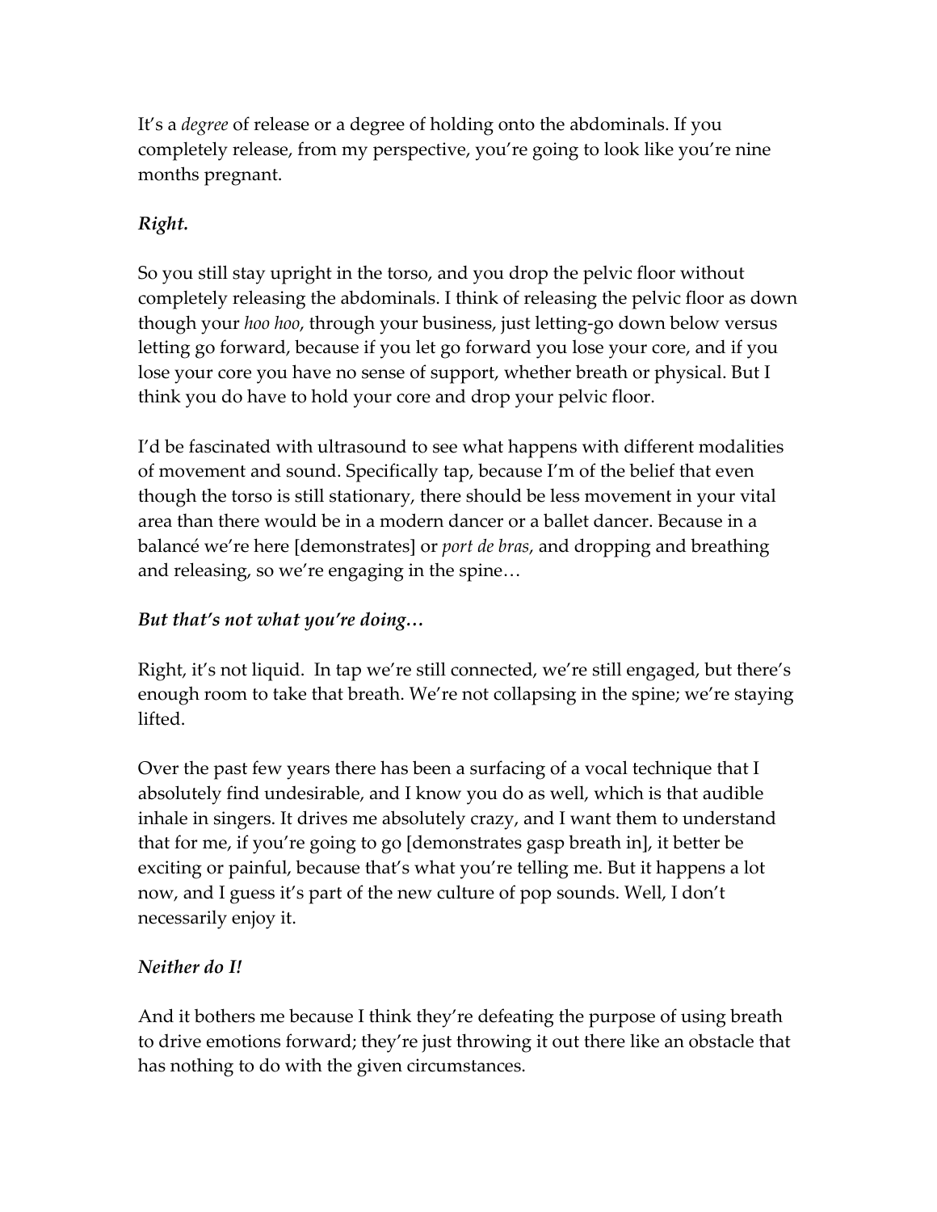It's a *degree* of release or a degree of holding onto the abdominals. If you completely release, from my perspective, you're going to look like you're nine months pregnant.

***Right.***

So you still stay upright in the torso, and you drop the pelvic floor without completely releasing the abdominals. I think of releasing the pelvic floor as down though your *hoo hoo*, through your business, just letting-go down below versus letting go forward, because if you let go forward you lose your core, and if you lose your core you have no sense of support, whether breath or physical. But I think you do have to hold your core and drop your pelvic floor.

I'd be fascinated with ultrasound to see what happens with different modalities of movement and sound. Specifically tap, because I'm of the belief that even though the torso is still stationary, there should be less movement in your vital area than there would be in a modern dancer or a ballet dancer. Because in a balancé we're here [demonstrates] or *port de bras*, and dropping and breathing and releasing, so we're engaging in the spine…

***But that's not what you're doing…***

Right, it's not liquid. In tap we're still connected, we're still engaged, but there's enough room to take that breath. We're not collapsing in the spine; we're staying lifted.

Over the past few years there has been a surfacing of a vocal technique that I absolutely find undesirable, and I know you do as well, which is that audible inhale in singers. It drives me absolutely crazy, and I want them to understand that for me, if you're going to go [demonstrates gasp breath in], it better be exciting or painful, because that's what you're telling me. But it happens a lot now, and I guess it's part of the new culture of pop sounds. Well, I don't necessarily enjoy it.

***Neither do I!***

And it bothers me because I think they're defeating the purpose of using breath to drive emotions forward; they're just throwing it out there like an obstacle that has nothing to do with the given circumstances.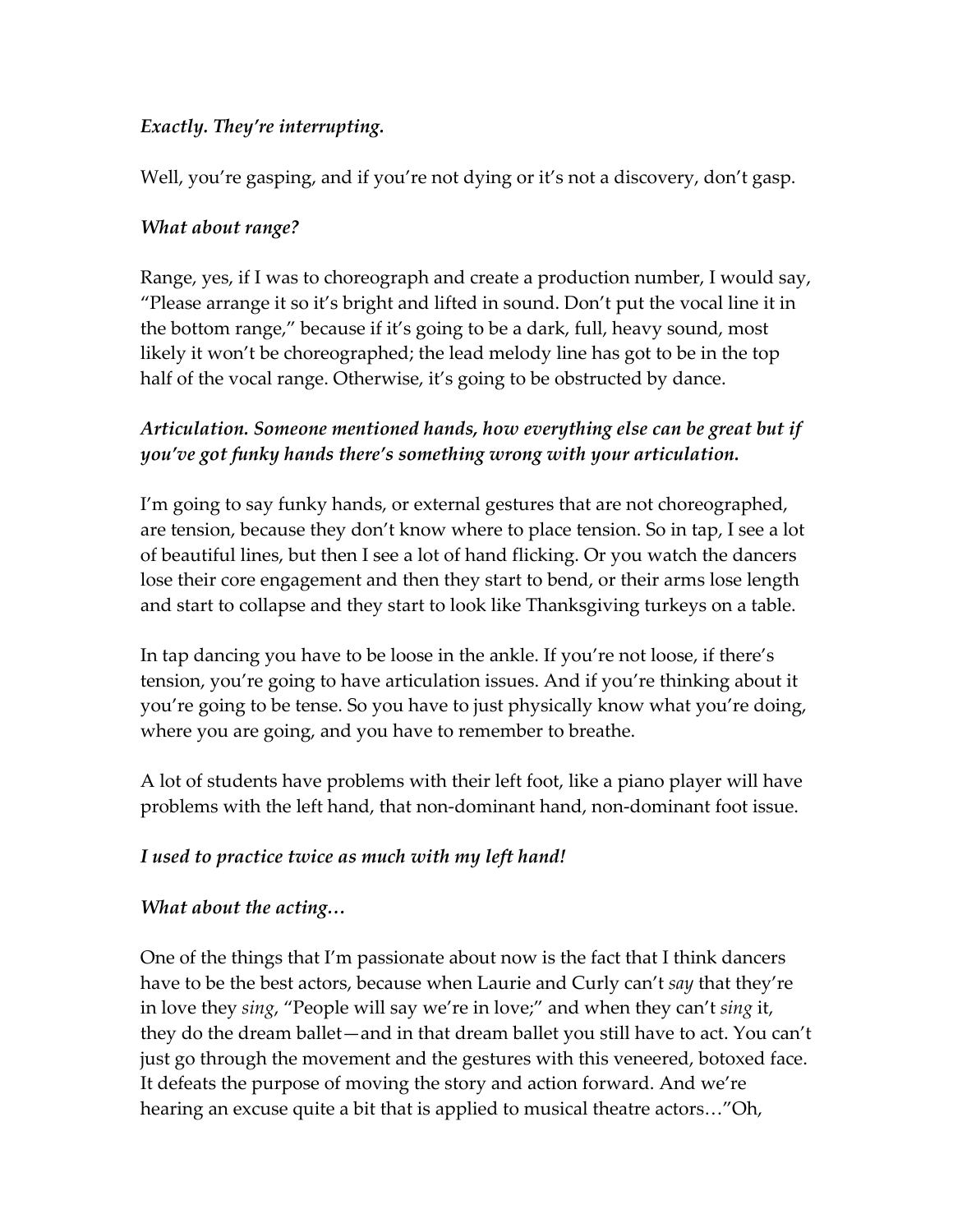*Exactly. They're interrupting.*

Well, you're gasping, and if you're not dying or it's not a discovery, don't gasp.

*What about range?*

Range, yes, if I was to choreograph and create a production number, I would say, "Please arrange it so it's bright and lifted in sound. Don't put the vocal line it in the bottom range," because if it's going to be a dark, full, heavy sound, most likely it won't be choreographed; the lead melody line has got to be in the top half of the vocal range. Otherwise, it's going to be obstructed by dance.

*Articulation. Someone mentioned hands, how everything else can be great but if you've got funky hands there's something wrong with your articulation.*

I'm going to say funky hands, or external gestures that are not choreographed, are tension, because they don't know where to place tension. So in tap, I see a lot of beautiful lines, but then I see a lot of hand flicking. Or you watch the dancers lose their core engagement and then they start to bend, or their arms lose length and start to collapse and they start to look like Thanksgiving turkeys on a table.

In tap dancing you have to be loose in the ankle. If you're not loose, if there's tension, you're going to have articulation issues. And if you're thinking about it you're going to be tense. So you have to just physically know what you're doing, where you are going, and you have to remember to breathe.

A lot of students have problems with their left foot, like a piano player will have problems with the left hand, that non-dominant hand, non-dominant foot issue.

*I used to practice twice as much with my left hand!*

*What about the acting…*

One of the things that I'm passionate about now is the fact that I think dancers have to be the best actors, because when Laurie and Curly can't *say* that they're in love they *sing*, "People will say we're in love;" and when they can't *sing* it, they do the dream ballet—and in that dream ballet you still have to act. You can't just go through the movement and the gestures with this veneered, botoxed face. It defeats the purpose of moving the story and action forward. And we're hearing an excuse quite a bit that is applied to musical theatre actors…"Oh,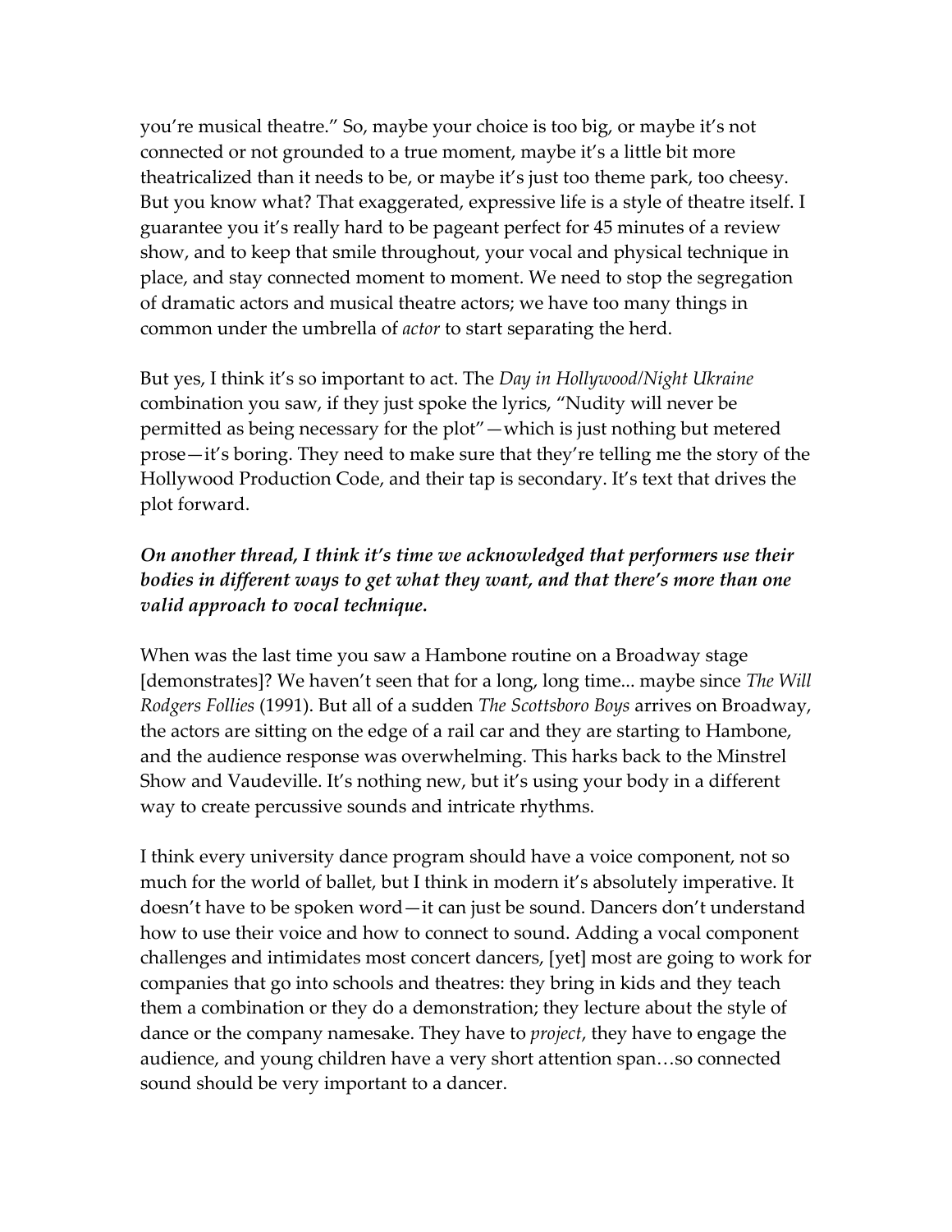you're musical theatre." So, maybe your choice is too big, or maybe it's not connected or not grounded to a true moment, maybe it's a little bit more theatricalized than it needs to be, or maybe it's just too theme park, too cheesy. But you know what? That exaggerated, expressive life is a style of theatre itself. I guarantee you it's really hard to be pageant perfect for 45 minutes of a review show, and to keep that smile throughout, your vocal and physical technique in place, and stay connected moment to moment. We need to stop the segregation of dramatic actors and musical theatre actors; we have too many things in common under the umbrella of *actor* to start separating the herd.

But yes, I think it's so important to act. The *Day in Hollywood/Night Ukraine* combination you saw, if they just spoke the lyrics, "Nudity will never be permitted as being necessary for the plot"—which is just nothing but metered prose—it's boring. They need to make sure that they're telling me the story of the Hollywood Production Code, and their tap is secondary. It's text that drives the plot forward.

***On another thread, I think it's time we acknowledged that performers use their bodies in different ways to get what they want, and that there's more than one valid approach to vocal technique.***

When was the last time you saw a Hambone routine on a Broadway stage [demonstrates]? We haven't seen that for a long, long time... maybe since *The Will Rodgers Follies* (1991). But all of a sudden *The Scottsboro Boys* arrives on Broadway, the actors are sitting on the edge of a rail car and they are starting to Hambone, and the audience response was overwhelming. This harks back to the Minstrel Show and Vaudeville. It's nothing new, but it's using your body in a different way to create percussive sounds and intricate rhythms.

I think every university dance program should have a voice component, not so much for the world of ballet, but I think in modern it's absolutely imperative. It doesn't have to be spoken word—it can just be sound. Dancers don't understand how to use their voice and how to connect to sound. Adding a vocal component challenges and intimidates most concert dancers, [yet] most are going to work for companies that go into schools and theatres: they bring in kids and they teach them a combination or they do a demonstration; they lecture about the style of dance or the company namesake. They have to *project*, they have to engage the audience, and young children have a very short attention span…so connected sound should be very important to a dancer.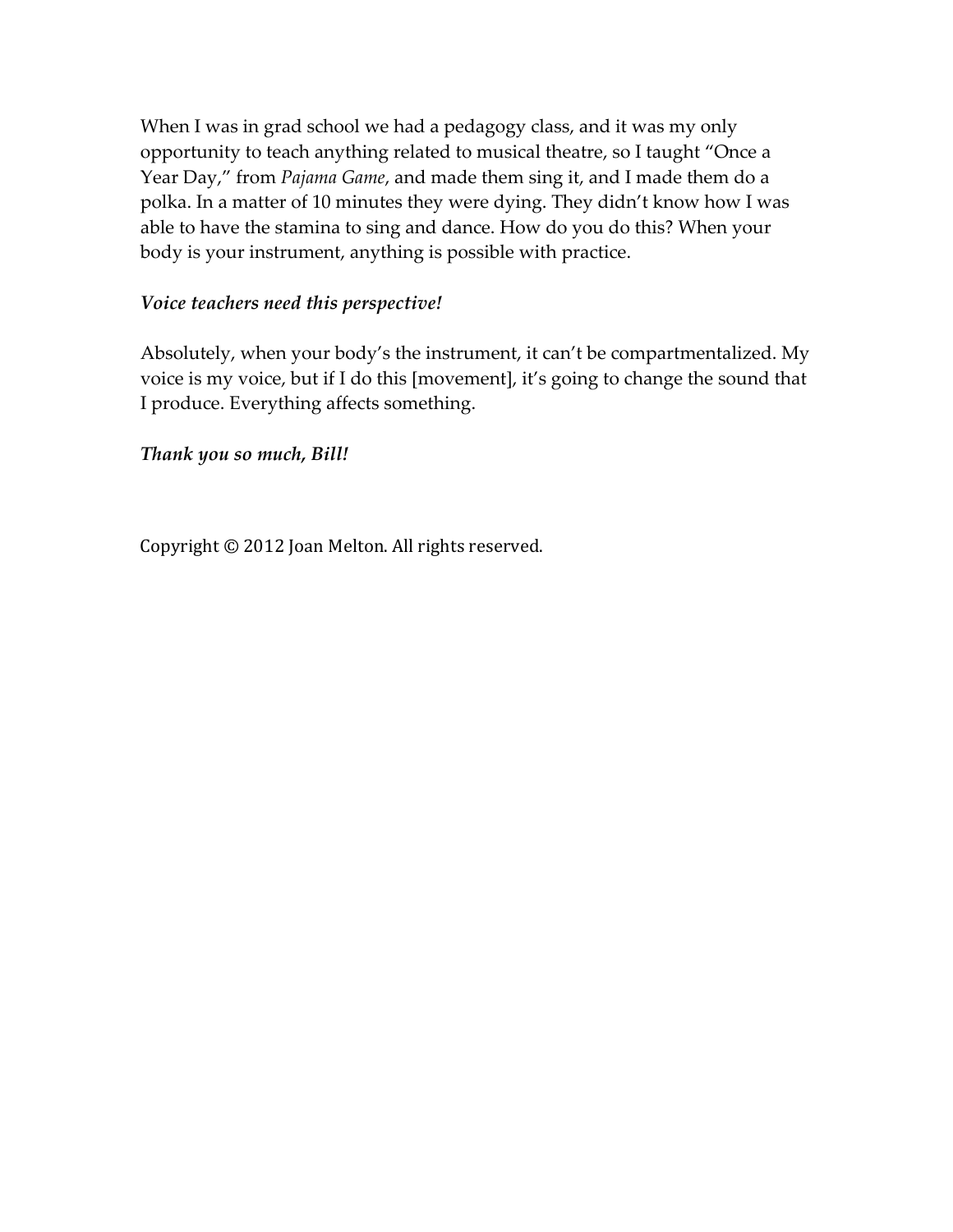When I was in grad school we had a pedagogy class, and it was my only opportunity to teach anything related to musical theatre, so I taught "Once a Year Day," from *Pajama Game*, and made them sing it, and I made them do a polka. In a matter of 10 minutes they were dying. They didn't know how I was able to have the stamina to sing and dance. How do you do this? When your body is your instrument, anything is possible with practice.

***Voice teachers need this perspective!***

Absolutely, when your body's the instrument, it can't be compartmentalized. My voice is my voice, but if I do this [movement], it's going to change the sound that I produce. Everything affects something.

***Thank you so much, Bill!***

Copyright © 2012 Joan Melton. All rights reserved.